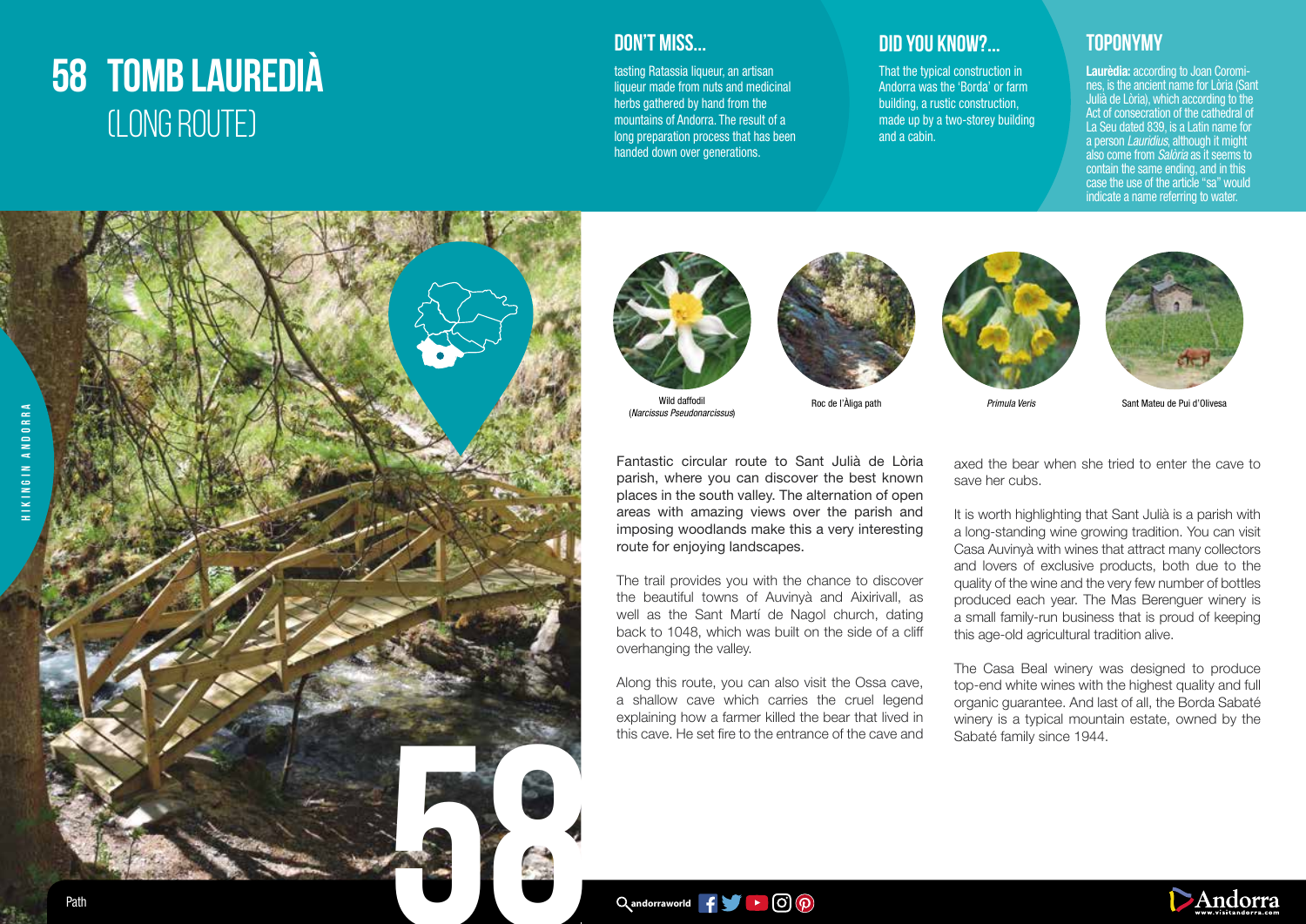# 58 TOMB LAUREDIÀ (LONG ROUTE)

## DON'T MISS...

tasting Ratassia liqueur, an artisan liqueur made from nuts and medicinal herbs gathered by hand from the mountains of Andorra. The result of a long preparation process that has been handed down over generations.

## DID YOU KNOW?...

That the typical construction in Andorra was the 'Borda' or farm building, a rustic construction, made up by a two-storey building and a cabin.

## TOPONYMY

**Laurèdia:** according to Joan Coromines, is the ancient name for Lòria (Sant Julià de Lòria), which according to the Act of consecration of the cathedral of La Seu dated 839, is a Latin name for a person *Lauridius*, although it might also come from *Salòria* as it seems to contain the same ending, and in this case the use of the article "sa" would indicate a name referring to water.

Wild daffodil (*Narcissus Pseudonarcissus*)

Roc de l'Àliga path

*Primula Veris*

Sant Mateu de Pui d'Olivesa

Fantastic circular route to Sant Julià de Lòria parish, where you can discover the best known places in the south valley. The alternation of open areas with amazing views over the parish and imposing woodlands make this a very interesting route for enjoying landscapes.

The trail provides you with the chance to discover the beautiful towns of Auvinyà and Aixirivall, as well as the Sant Martí de Nagol church, dating back to 1048, which was built on the side of a cliff overhanging the valley.

Along this route, you can also visit the Ossa cave, a shallow cave which carries the cruel legend explaining how a farmer killed the bear that lived in this cave. He set fire to the entrance of the cave and axed the bear when she tried to enter the cave to save her cubs.

It is worth highlighting that Sant Julià is a parish with a long-standing wine growing tradition. You can visit Casa Auvinyà with wines that attract many collectors and lovers of exclusive products, both due to the quality of the wine and the very few number of bottles produced each year. The Mas Berenguer winery is a small family-run business that is proud of keeping this age-old agricultural tradition alive.

The Casa Beal winery was designed to produce top-end white wines with the highest quality and full organic guarantee. And last of all, the Borda Sabaté winery is a typical mountain estate, owned by the Sabaté family since 1944.

Path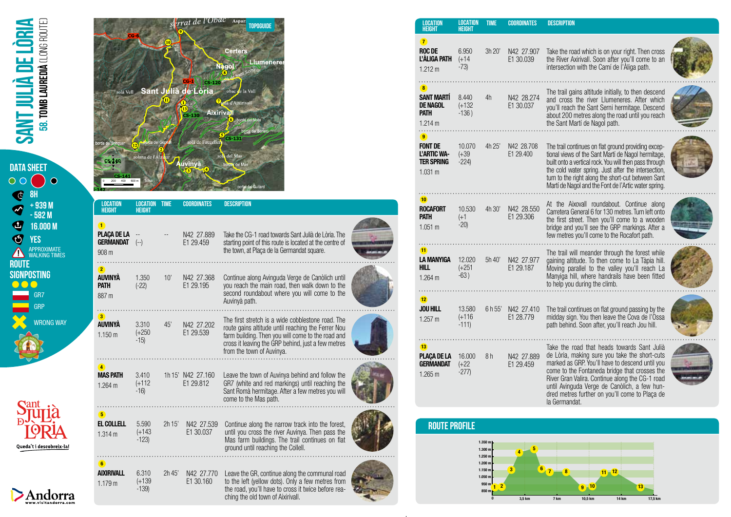# SANT JULIÀ DE LÒRIA

## 58. TOMB LAUREDIÀ (LONG ROUTE)

## DATA SHEET

8H

+ 939 M

- 582 M

16.000 M

YES

APPROXIMATE WALKING TIMES

## ROUTE SIGNPOSTING

GR7

GRP

WRONG WAY

Sant Julià de Lòria

Queda't i descobreix-la!

Andorra
www.visitandorra.com

| LOCATION HEIGHT | LOCATION HEIGHT | TIME | COORDINATES | DESCRIPTION |
|---|---|---|---|---|
| 1 PLAÇA DE LA GERMANDAT 908 m | -- (--) | -- | N42 27.889 E1 29.459 | Take the CG-1 road towards Sant Julià de Lòria. The starting point of this route is located at the centre of the town, at Plaça de la Germandat square. |
| 2 AUVINYÀ PATH 887 m | 1.350 (-22) | 10' | N42 27.368 E1 29.195 | Continue along Avinguda Verge de Canòlich until you reach the main road, then walk down to the second roundabout where you will come to the Auvinyà path. |
| 3 AUVINYÀ 1.150 m | 3.310 (+250 -15) | 45' | N42 27.202 E1 29.539 | The first stretch is a wide cobblestone road. The route gains altitude until reaching the Ferrer Nou farm building. Then you will come to the road and cross it leaving the GRP behind, just a few metres from the town of Auvinya. |
| 4 MAS PATH 1.264 m | 3.410 (+112 -16) | 1h 15' | N42 27.160 E1 29.812 | Leave the town of Auvinya behind and follow the GR7 (white and red markings) until reaching the Sant Romà hermitage. After a few metres you will come to the Mas path. |
| 5 EL COLLELL 1.314 m | 5.590 (+143 -123) | 2h 15' | N42 27.539 E1 30.037 | Continue along the narrow track into the forest, until you cross the river Auvinya. Then pass the Mas farm buildings. The trail continues on flat ground until reaching the Collell. |
| 6 AIXIRIVALL 1.179 m | 6.310 (+139 -139) | 2h 45' | N42 27.770 E1 30.160 | Leave the GR, continue along the communal road to the left (yellow dots). Only a few metres from the road, you'll have to cross it twice before reaching the old town of Aixirivall. |
| 7 ROC DE L'ÀLIGA PATH 1.212 m | 6.950 (+14 -73) | 3h 20' | N42 27.907 E1 30.039 | Take the road which is on your right. Then cross the River Aixirvall. Soon after you'll come to an intersection with the Camí de l'Àliga path. |
| 8 SANT MARTÍ DE NAGOL PATH 1.214 m | 8.440 (+132 -136) | 4h | N42 28.274 E1 30.037 | The trail gains altitude initially, to then descend and cross the river Llumeneres. After which you'll reach the Sant Serni hermitage. Descend about 200 metres along the road until you reach the Sant Martí de Nagol path. |
| 9 FONT DE L'ARTIC WATER SPRING 1.031 m | 10.070 (+39 -224) | 4h 25' | N42 28.708 E1 29.400 | The trail continues on flat ground providing exceptional views of the Sant Martí de Nagol hermitage, built onto a vertical rock. You will then pass through the cold water spring. Just after the intersection, turn to the right along the short-cut between Sant Martí de Nagol and the Font de l'Artic water spring. |
| 10 ROCAFORT PATH 1.051 m | 10.530 (+1 -20) | 4h 30' | N42 28.550 E1 29.306 | At the Aixovall roundabout. Continue along Carretera General 6 for 130 metres. Turn left onto the first street. Then you'll come to a wooden bridge and you'll see the GRP markings. After a few metres you'll come to the Rocafort path. |
| 11 LA MANYIGA HILL 1.264 m | 12.020 (+251 -63) | 5h 40' | N42 27.977 E1 29.187 | The trail will meander through the forest while gaining altitude. To then come to La Tàpia hill. Moving parallel to the valley you'll reach La Manyiga hill, where handrails have been fitted to help you during the climb. |
| 12 JOU HILL 1.257 m | 13.580 (+116 -111) | 6 h 55' | N42 27.410 E1 28.779 | The trail continues on flat ground passing by the midday sign. You then leave the Cova de l'Óssa path behind. Soon after, you'll reach Jou hill. |
| 13 PLAÇA DE LA GERMANDAT 1.265 m | 16.000 (+22 -277) | 8 h | N42 27.889 E1 29.459 | Take the road that heads towards Sant Julià de Lòria, making sure you take the short-cuts marked as GRP. You'll have to descend until you come to the Fontaneda bridge that crosses the River Gran Valira. Continue along the CG-1 road until Avinguda Verge de Canòlich. A few hundred metres further on you'll come to Plaça de la Germandat. |

## ROUTE PROFILE

1.350 m
1.300 m
1.250 m
1.200 m
1.150 m
1.050 m
950 m
850 m

0
3,5 km
7 km
10,5 km
14 km
17,5 km